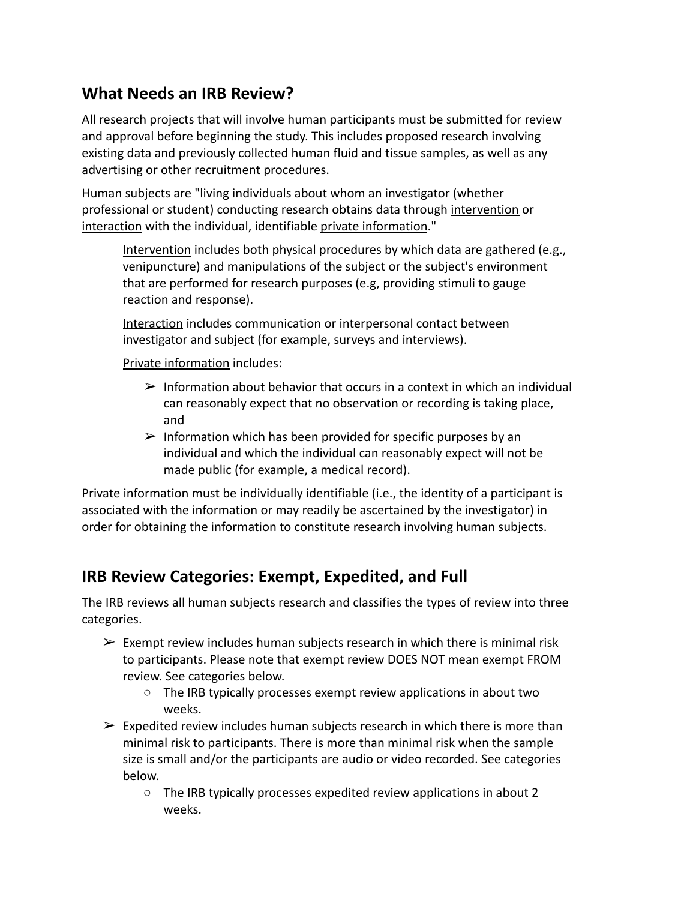## What Needs an IRB Review?

All research projects that will involve human participants must be submitted for review and approval before beginning the study. This includes proposed research involving existing data and previously collected human fluid and tissue samples, as well as any advertising or other recruitment procedures.

Human subjects are "living individuals about whom an investigator (whether professional or student) conducting research obtains data through <u>intervention</u> or <u>interaction</u> with the individual, identifiable <u>private information</u>."

> <u>Intervention</u> includes both physical procedures by which data are gathered (e.g., venipuncture) and manipulations of the subject or the subject's environment that are performed for research purposes (e.g, providing stimuli to gauge reaction and response).
>
> <u>Interaction</u> includes communication or interpersonal contact between investigator and subject (for example, surveys and interviews).
>
> <u>Private information</u> includes:
>
> - Information about behavior that occurs in a context in which an individual can reasonably expect that no observation or recording is taking place, and
> - Information which has been provided for specific purposes by an individual and which the individual can reasonably expect will not be made public (for example, a medical record).

Private information must be individually identifiable (i.e., the identity of a participant is associated with the information or may readily be ascertained by the investigator) in order for obtaining the information to constitute research involving human subjects.

## IRB Review Categories: Exempt, Expedited, and Full

The IRB reviews all human subjects research and classifies the types of review into three categories.

- Exempt review includes human subjects research in which there is minimal risk to participants. Please note that exempt review DOES NOT mean exempt FROM review. See categories below.
  - The IRB typically processes exempt review applications in about two weeks.
- Expedited review includes human subjects research in which there is more than minimal risk to participants. There is more than minimal risk when the sample size is small and/or the participants are audio or video recorded. See categories below.
  - The IRB typically processes expedited review applications in about 2 weeks.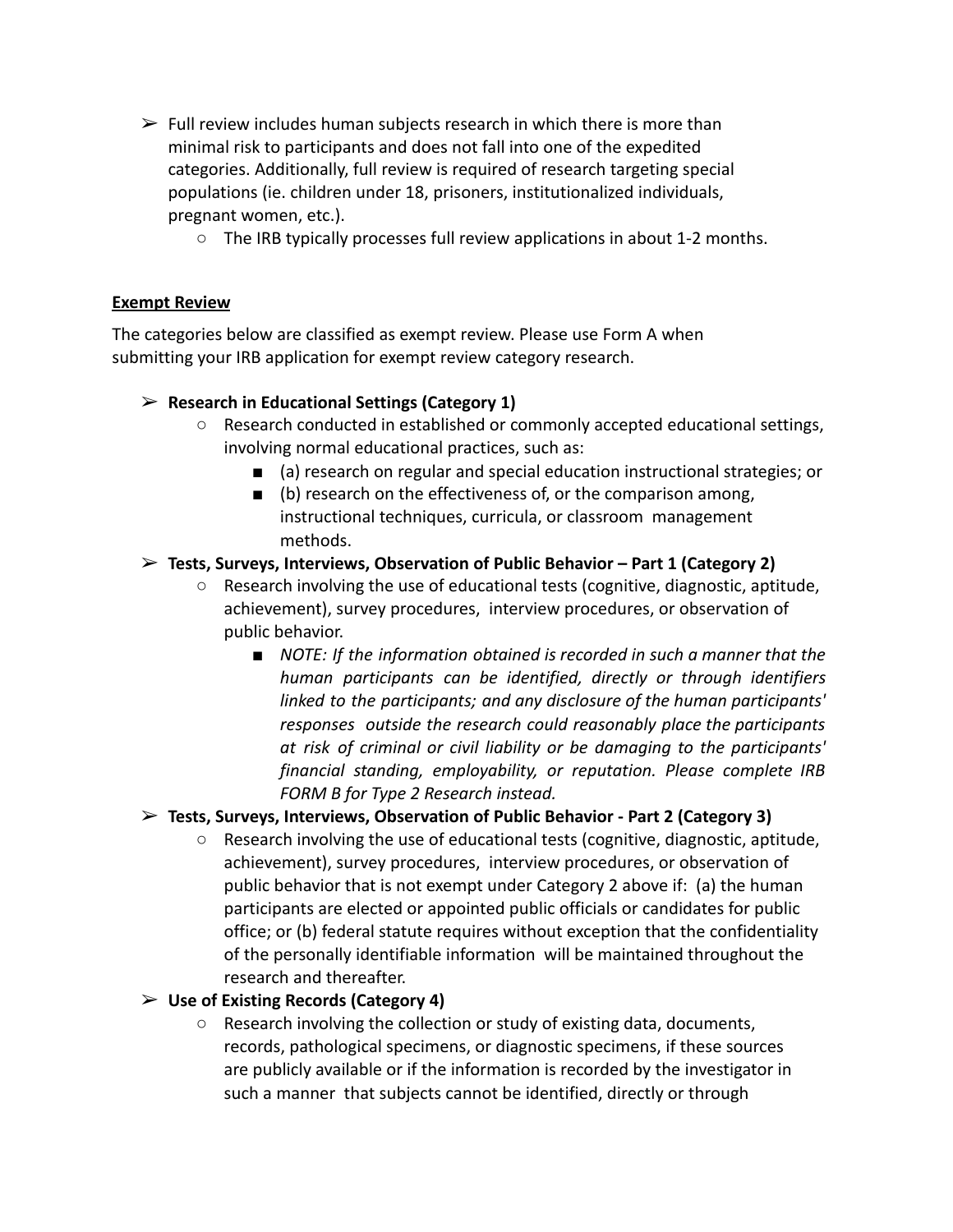- Full review includes human subjects research in which there is more than minimal risk to participants and does not fall into one of the expedited categories. Additionally, full review is required of research targeting special populations (ie. children under 18, prisoners, institutionalized individuals, pregnant women, etc.).
    - The IRB typically processes full review applications in about 1-2 months.

**<u>Exempt Review</u>**

The categories below are classified as exempt review. Please use Form A when submitting your IRB application for exempt review category research.

- **Research in Educational Settings (Category 1)**
    - Research conducted in established or commonly accepted educational settings, involving normal educational practices, such as:
        - (a) research on regular and special education instructional strategies; or
        - (b) research on the effectiveness of, or the comparison among, instructional techniques, curricula, or classroom management methods.
- **Tests, Surveys, Interviews, Observation of Public Behavior – Part 1 (Category 2)**
    - Research involving the use of educational tests (cognitive, diagnostic, aptitude, achievement), survey procedures, interview procedures, or observation of public behavior.
        - *NOTE: If the information obtained is recorded in such a manner that the human participants can be identified, directly or through identifiers linked to the participants; and any disclosure of the human participants' responses outside the research could reasonably place the participants at risk of criminal or civil liability or be damaging to the participants' financial standing, employability, or reputation. Please complete IRB FORM B for Type 2 Research instead.*
- **Tests, Surveys, Interviews, Observation of Public Behavior - Part 2 (Category 3)**
    - Research involving the use of educational tests (cognitive, diagnostic, aptitude, achievement), survey procedures, interview procedures, or observation of public behavior that is not exempt under Category 2 above if: (a) the human participants are elected or appointed public officials or candidates for public office; or (b) federal statute requires without exception that the confidentiality of the personally identifiable information will be maintained throughout the research and thereafter.
- **Use of Existing Records (Category 4)**
    - Research involving the collection or study of existing data, documents, records, pathological specimens, or diagnostic specimens, if these sources are publicly available or if the information is recorded by the investigator in such a manner that subjects cannot be identified, directly or through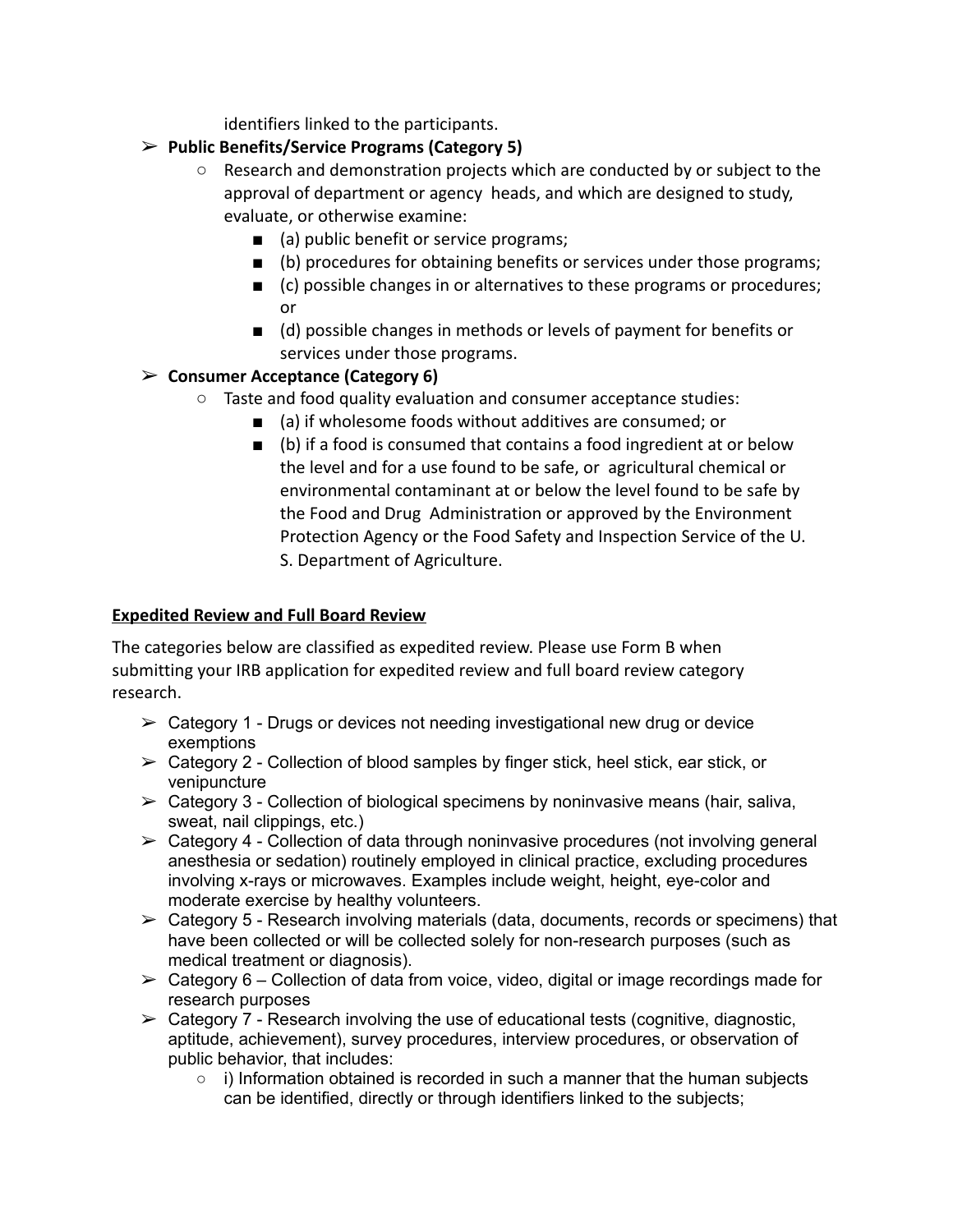identifiers linked to the participants.

- **Public Benefits/Service Programs (Category 5)**
  - Research and demonstration projects which are conducted by or subject to the approval of department or agency heads, and which are designed to study, evaluate, or otherwise examine:
    - (a) public benefit or service programs;
    - (b) procedures for obtaining benefits or services under those programs;
    - (c) possible changes in or alternatives to these programs or procedures; or
    - (d) possible changes in methods or levels of payment for benefits or services under those programs.
- **Consumer Acceptance (Category 6)**
  - Taste and food quality evaluation and consumer acceptance studies:
    - (a) if wholesome foods without additives are consumed; or
    - (b) if a food is consumed that contains a food ingredient at or below the level and for a use found to be safe, or agricultural chemical or environmental contaminant at or below the level found to be safe by the Food and Drug Administration or approved by the Environment Protection Agency or the Food Safety and Inspection Service of the U. S. Department of Agriculture.

## Expedited Review and Full Board Review

The categories below are classified as expedited review. Please use Form B when submitting your IRB application for expedited review and full board review category research.

- Category 1 - Drugs or devices not needing investigational new drug or device exemptions
- Category 2 - Collection of blood samples by finger stick, heel stick, ear stick, or venipuncture
- Category 3 - Collection of biological specimens by noninvasive means (hair, saliva, sweat, nail clippings, etc.)
- Category 4 - Collection of data through noninvasive procedures (not involving general anesthesia or sedation) routinely employed in clinical practice, excluding procedures involving x-rays or microwaves. Examples include weight, height, eye-color and moderate exercise by healthy volunteers.
- Category 5 - Research involving materials (data, documents, records or specimens) that have been collected or will be collected solely for non-research purposes (such as medical treatment or diagnosis).
- Category 6 – Collection of data from voice, video, digital or image recordings made for research purposes
- Category 7 - Research involving the use of educational tests (cognitive, diagnostic, aptitude, achievement), survey procedures, interview procedures, or observation of public behavior, that includes:
  - i) Information obtained is recorded in such a manner that the human subjects can be identified, directly or through identifiers linked to the subjects;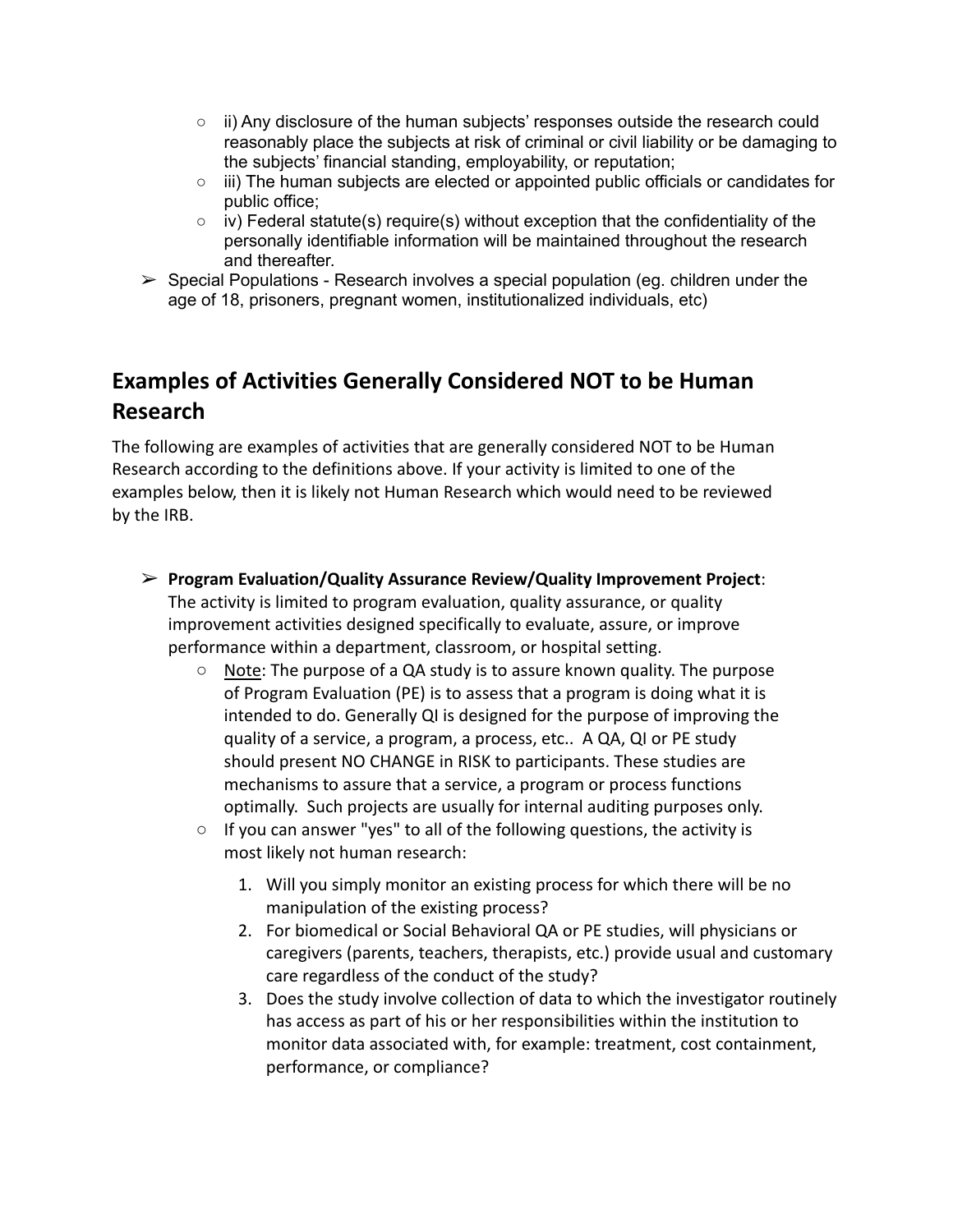- ii) Any disclosure of the human subjects' responses outside the research could reasonably place the subjects at risk of criminal or civil liability or be damaging to the subjects' financial standing, employability, or reputation;
- iii) The human subjects are elected or appointed public officials or candidates for public office;
- iv) Federal statute(s) require(s) without exception that the confidentiality of the personally identifiable information will be maintained throughout the research and thereafter.

➢ Special Populations - Research involves a special population (eg. children under the age of 18, prisoners, pregnant women, institutionalized individuals, etc)

## Examples of Activities Generally Considered NOT to be Human Research

The following are examples of activities that are generally considered NOT to be Human Research according to the definitions above. If your activity is limited to one of the examples below, then it is likely not Human Research which would need to be reviewed by the IRB.

➢ **Program Evaluation/Quality Assurance Review/Quality Improvement Project**: The activity is limited to program evaluation, quality assurance, or quality improvement activities designed specifically to evaluate, assure, or improve performance within a department, classroom, or hospital setting.

- Note: The purpose of a QA study is to assure known quality. The purpose of Program Evaluation (PE) is to assess that a program is doing what it is intended to do. Generally QI is designed for the purpose of improving the quality of a service, a program, a process, etc.. A QA, QI or PE study should present NO CHANGE in RISK to participants. These studies are mechanisms to assure that a service, a program or process functions optimally. Such projects are usually for internal auditing purposes only.
- If you can answer "yes" to all of the following questions, the activity is most likely not human research:
  1. Will you simply monitor an existing process for which there will be no manipulation of the existing process?
  2. For biomedical or Social Behavioral QA or PE studies, will physicians or caregivers (parents, teachers, therapists, etc.) provide usual and customary care regardless of the conduct of the study?
  3. Does the study involve collection of data to which the investigator routinely has access as part of his or her responsibilities within the institution to monitor data associated with, for example: treatment, cost containment, performance, or compliance?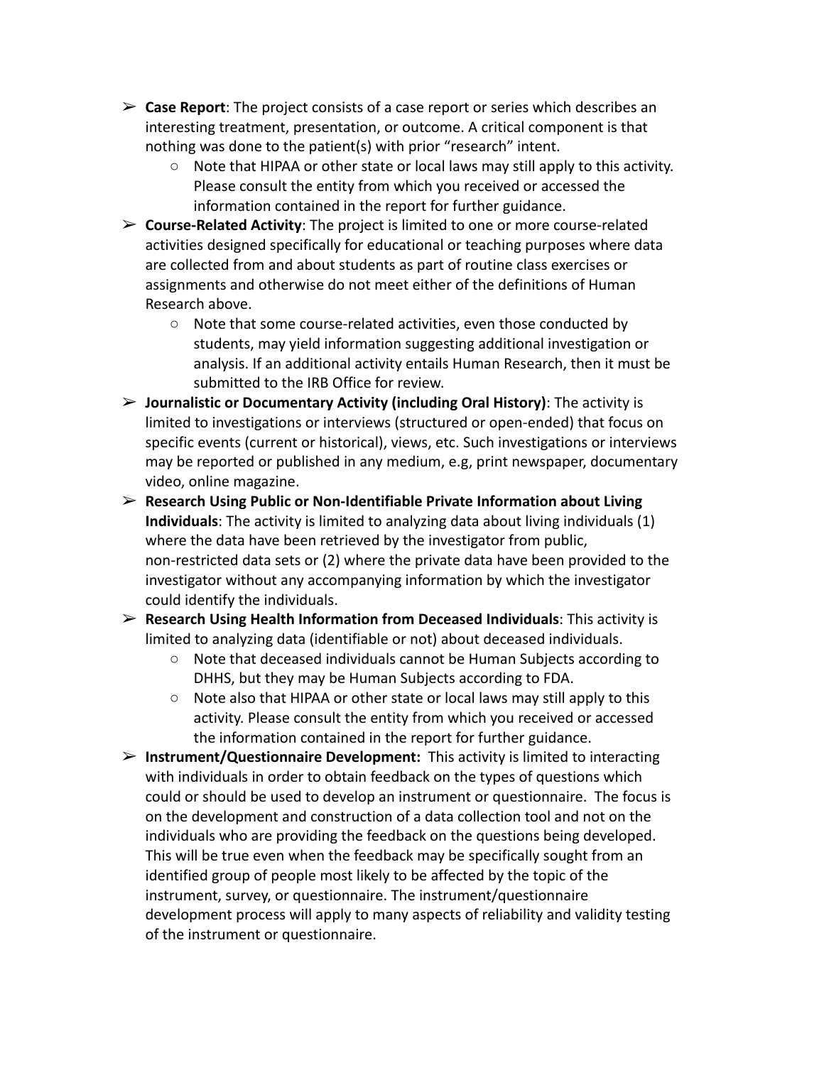- **Case Report**: The project consists of a case report or series which describes an interesting treatment, presentation, or outcome. A critical component is that nothing was done to the patient(s) with prior "research" intent.
    - Note that HIPAA or other state or local laws may still apply to this activity. Please consult the entity from which you received or accessed the information contained in the report for further guidance.
- **Course-Related Activity**: The project is limited to one or more course-related activities designed specifically for educational or teaching purposes where data are collected from and about students as part of routine class exercises or assignments and otherwise do not meet either of the definitions of Human Research above.
    - Note that some course-related activities, even those conducted by students, may yield information suggesting additional investigation or analysis. If an additional activity entails Human Research, then it must be submitted to the IRB Office for review.
- **Journalistic or Documentary Activity (including Oral History)**: The activity is limited to investigations or interviews (structured or open-ended) that focus on specific events (current or historical), views, etc. Such investigations or interviews may be reported or published in any medium, e.g, print newspaper, documentary video, online magazine.
- **Research Using Public or Non-Identifiable Private Information about Living Individuals**: The activity is limited to analyzing data about living individuals (1) where the data have been retrieved by the investigator from public, non-restricted data sets or (2) where the private data have been provided to the investigator without any accompanying information by which the investigator could identify the individuals.
- **Research Using Health Information from Deceased Individuals**: This activity is limited to analyzing data (identifiable or not) about deceased individuals.
    - Note that deceased individuals cannot be Human Subjects according to DHHS, but they may be Human Subjects according to FDA.
    - Note also that HIPAA or other state or local laws may still apply to this activity. Please consult the entity from which you received or accessed the information contained in the report for further guidance.
- **Instrument/Questionnaire Development:** This activity is limited to interacting with individuals in order to obtain feedback on the types of questions which could or should be used to develop an instrument or questionnaire. The focus is on the development and construction of a data collection tool and not on the individuals who are providing the feedback on the questions being developed. This will be true even when the feedback may be specifically sought from an identified group of people most likely to be affected by the topic of the instrument, survey, or questionnaire. The instrument/questionnaire development process will apply to many aspects of reliability and validity testing of the instrument or questionnaire.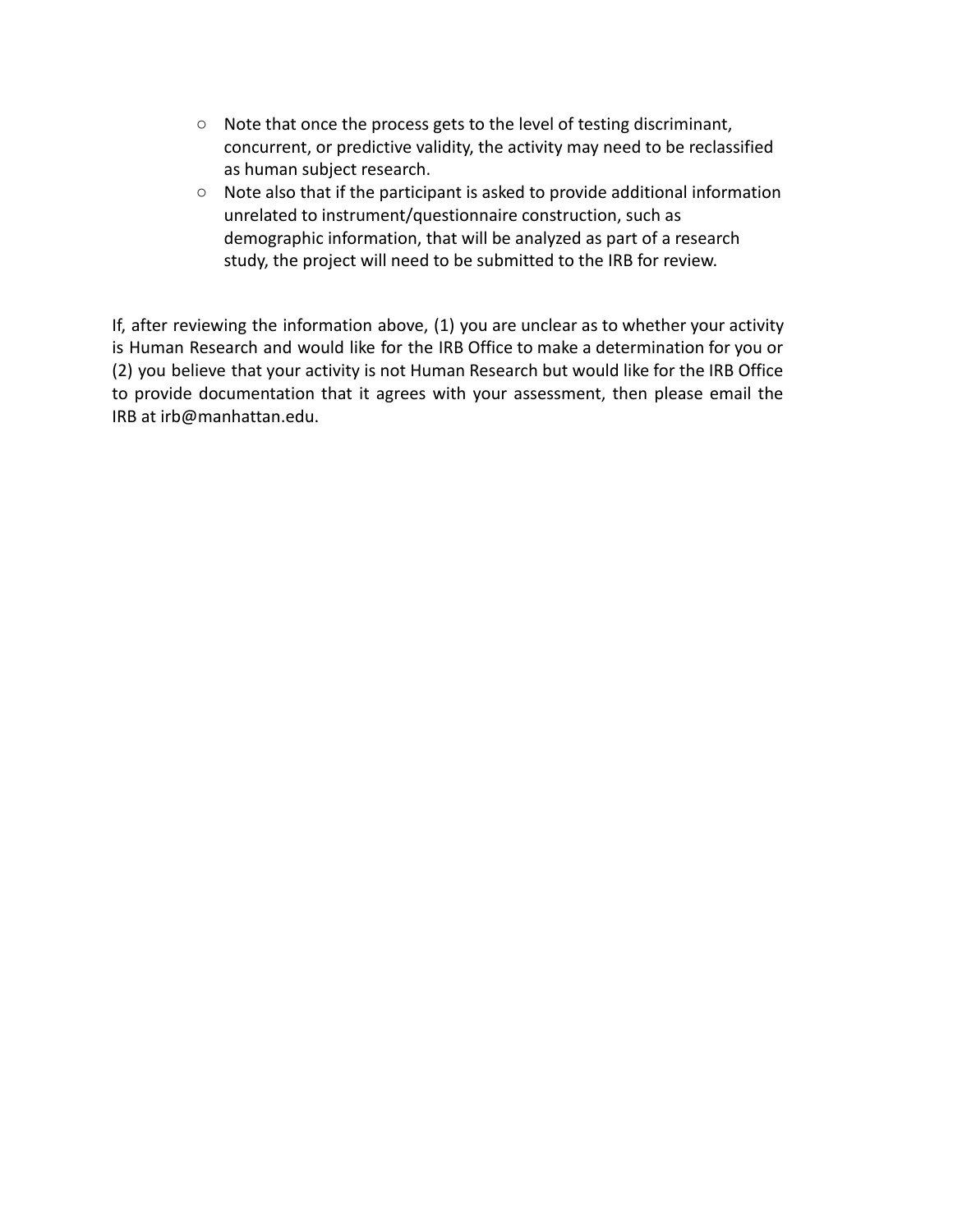- Note that once the process gets to the level of testing discriminant, concurrent, or predictive validity, the activity may need to be reclassified as human subject research.
  - Note also that if the participant is asked to provide additional information unrelated to instrument/questionnaire construction, such as demographic information, that will be analyzed as part of a research study, the project will need to be submitted to the IRB for review.

If, after reviewing the information above, (1) you are unclear as to whether your activity is Human Research and would like for the IRB Office to make a determination for you or (2) you believe that your activity is not Human Research but would like for the IRB Office to provide documentation that it agrees with your assessment, then please email the IRB at irb@manhattan.edu.